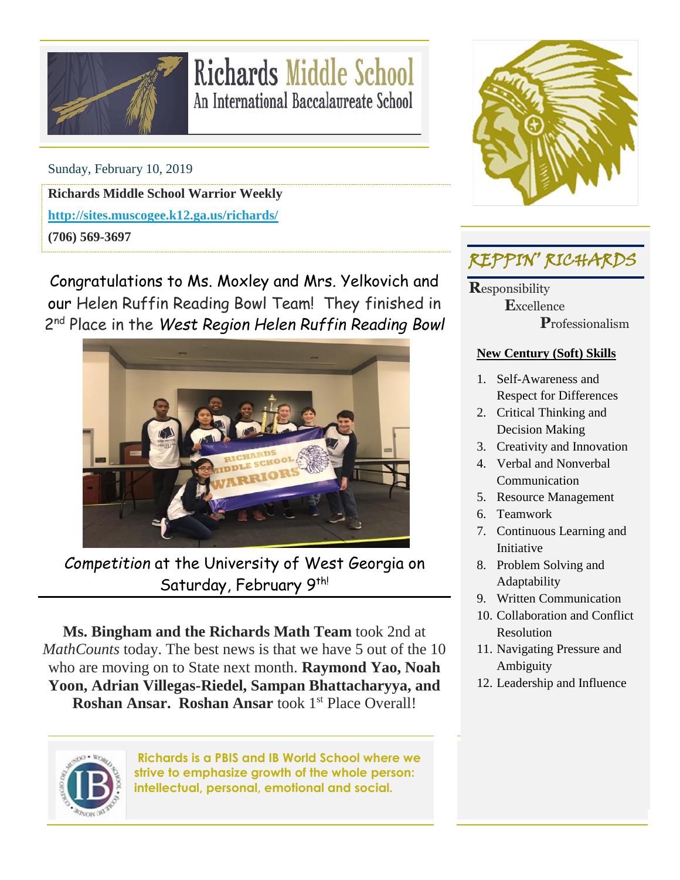# Richards Middle School
## An International Baccalaureate School

Sunday, February 10, 2019

**Richards Middle School Warrior Weekly**

**http://sites.muscogee.k12.ga.us/richards/**

**(706) 569-3697**

Congratulations to Ms. Moxley and Mrs. Yelkovich and our Helen Ruffin Reading Bowl Team! They finished in 2nd Place in the *West Region Helen Ruffin Reading Bowl*

*Competition* at the University of West Georgia on Saturday, February 9th!

**Ms. Bingham and the Richards Math Team** took 2nd at *MathCounts* today. The best news is that we have 5 out of the 10 who are moving on to State next month. **Raymond Yao, Noah Yoon, Adrian Villegas-Riedel, Sampan Bhattacharyya, and Roshan Ansar. Roshan Ansar** took 1st Place Overall!

**Richards is a PBIS and IB World School where we strive to emphasize growth of the whole person: intellectual, personal, emotional and social.**

## REPPIN' RICHARDS

**R**esponsibility
**E**xcellence
**P**rofessionalism

**New Century (Soft) Skills**

1. Self-Awareness and Respect for Differences
2. Critical Thinking and Decision Making
3. Creativity and Innovation
4. Verbal and Nonverbal Communication
5. Resource Management
6. Teamwork
7. Continuous Learning and Initiative
8. Problem Solving and Adaptability
9. Written Communication
10. Collaboration and Conflict Resolution
11. Navigating Pressure and Ambiguity
12. Leadership and Influence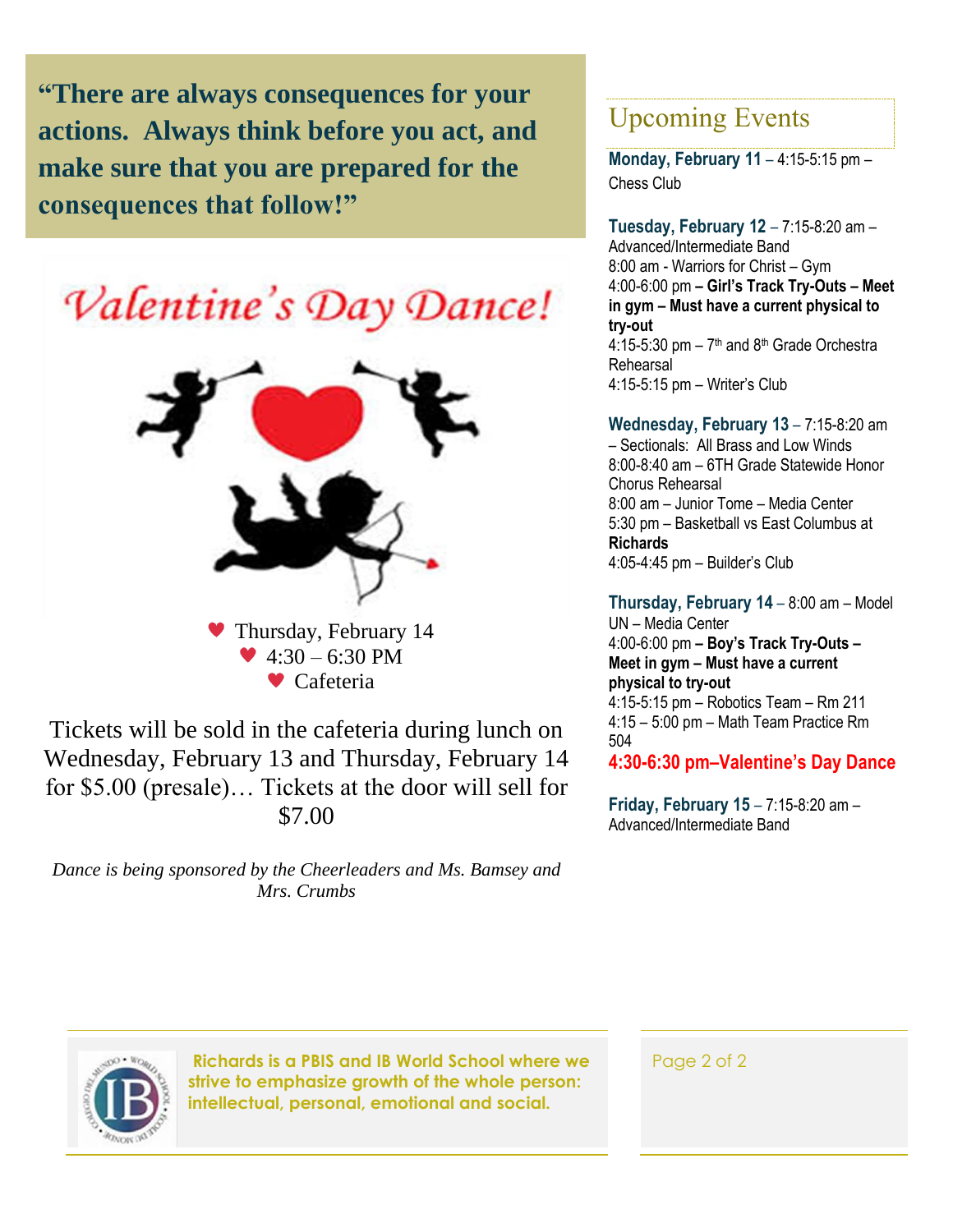**"There are always consequences for your actions. Always think before you act, and make sure that you are prepared for the consequences that follow!"**

# Valentine's Day Dance!

♥ Thursday, February 14
♥ 4:30 – 6:30 PM
♥ Cafeteria

Tickets will be sold in the cafeteria during lunch on Wednesday, February 13 and Thursday, February 14 for $5.00 (presale)… Tickets at the door will sell for $7.00

*Dance is being sponsored by the Cheerleaders and Ms. Bamsey and Mrs. Crumbs*

## Upcoming Events

**Monday, February 11** – 4:15-5:15 pm – Chess Club

**Tuesday, February 12** – 7:15-8:20 am – Advanced/Intermediate Band
8:00 am - Warriors for Christ – Gym
4:00-6:00 pm **– Girl's Track Try-Outs – Meet in gym – Must have a current physical to try-out**
4:15-5:30 pm – 7th and 8th Grade Orchestra Rehearsal
4:15-5:15 pm – Writer's Club

**Wednesday, February 13** – 7:15-8:20 am – Sectionals: All Brass and Low Winds
8:00-8:40 am – 6TH Grade Statewide Honor Chorus Rehearsal
8:00 am – Junior Tome – Media Center
5:30 pm – Basketball vs East Columbus at **Richards**
4:05-4:45 pm – Builder's Club

**Thursday, February 14** – 8:00 am – Model UN – Media Center
4:00-6:00 pm **– Boy's Track Try-Outs – Meet in gym – Must have a current physical to try-out**
4:15-5:15 pm – Robotics Team – Rm 211
4:15 – 5:00 pm – Math Team Practice Rm 504
**4:30-6:30 pm–Valentine's Day Dance**

**Friday, February 15** – 7:15-8:20 am – Advanced/Intermediate Band

**Richards is a PBIS and IB World School where we strive to emphasize growth of the whole person: intellectual, personal, emotional and social.**